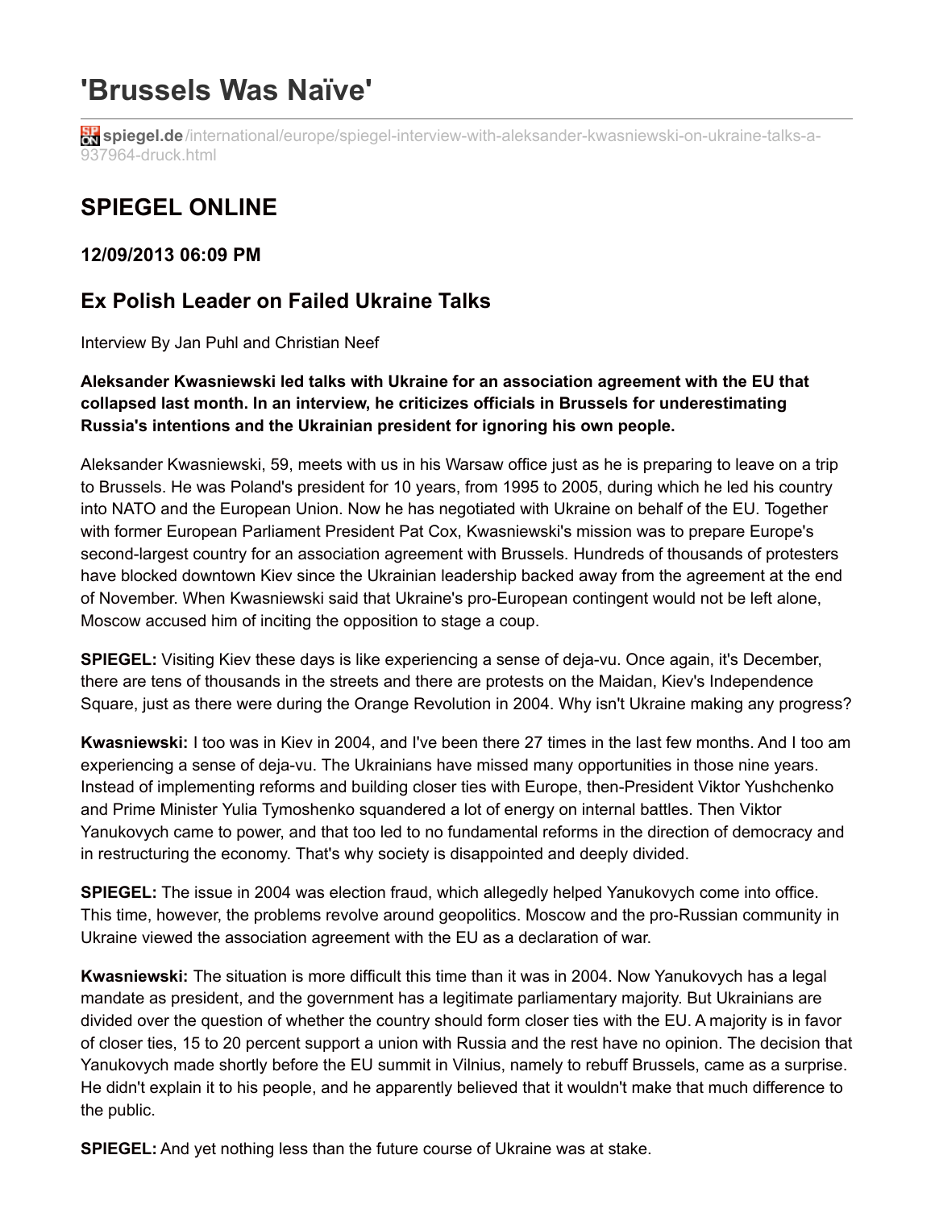# 'Brussels Was Naïve'

spiegel.de/international/europe/spiegel-interview-with-aleksander-kwasniewski-on-ukraine-talks-a-937964-druck.html

## SPIEGEL ONLINE

### 12/09/2013 06:09 PM

## Ex Polish Leader on Failed Ukraine Talks

Interview By Jan Puhl and Christian Neef

**Aleksander Kwasniewski led talks with Ukraine for an association agreement with the EU that collapsed last month. In an interview, he criticizes officials in Brussels for underestimating Russia's intentions and the Ukrainian president for ignoring his own people.**

Aleksander Kwasniewski, 59, meets with us in his Warsaw office just as he is preparing to leave on a trip to Brussels. He was Poland's president for 10 years, from 1995 to 2005, during which he led his country into NATO and the European Union. Now he has negotiated with Ukraine on behalf of the EU. Together with former European Parliament President Pat Cox, Kwasniewski's mission was to prepare Europe's second-largest country for an association agreement with Brussels. Hundreds of thousands of protesters have blocked downtown Kiev since the Ukrainian leadership backed away from the agreement at the end of November. When Kwasniewski said that Ukraine's pro-European contingent would not be left alone, Moscow accused him of inciting the opposition to stage a coup.

**SPIEGEL:** Visiting Kiev these days is like experiencing a sense of deja-vu. Once again, it's December, there are tens of thousands in the streets and there are protests on the Maidan, Kiev's Independence Square, just as there were during the Orange Revolution in 2004. Why isn't Ukraine making any progress?

**Kwasniewski:** I too was in Kiev in 2004, and I've been there 27 times in the last few months. And I too am experiencing a sense of deja-vu. The Ukrainians have missed many opportunities in those nine years. Instead of implementing reforms and building closer ties with Europe, then-President Viktor Yushchenko and Prime Minister Yulia Tymoshenko squandered a lot of energy on internal battles. Then Viktor Yanukovych came to power, and that too led to no fundamental reforms in the direction of democracy and in restructuring the economy. That's why society is disappointed and deeply divided.

**SPIEGEL:** The issue in 2004 was election fraud, which allegedly helped Yanukovych come into office. This time, however, the problems revolve around geopolitics. Moscow and the pro-Russian community in Ukraine viewed the association agreement with the EU as a declaration of war.

**Kwasniewski:** The situation is more difficult this time than it was in 2004. Now Yanukovych has a legal mandate as president, and the government has a legitimate parliamentary majority. But Ukrainians are divided over the question of whether the country should form closer ties with the EU. A majority is in favor of closer ties, 15 to 20 percent support a union with Russia and the rest have no opinion. The decision that Yanukovych made shortly before the EU summit in Vilnius, namely to rebuff Brussels, came as a surprise. He didn't explain it to his people, and he apparently believed that it wouldn't make that much difference to the public.

**SPIEGEL:** And yet nothing less than the future course of Ukraine was at stake.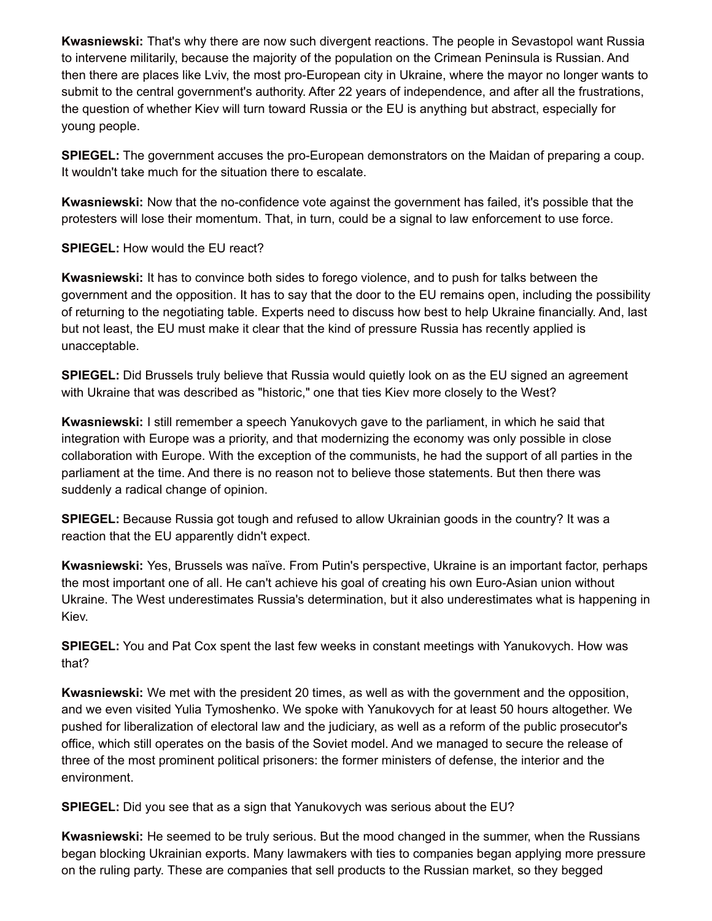**Kwasniewski:** That's why there are now such divergent reactions. The people in Sevastopol want Russia to intervene militarily, because the majority of the population on the Crimean Peninsula is Russian. And then there are places like Lviv, the most pro-European city in Ukraine, where the mayor no longer wants to submit to the central government's authority. After 22 years of independence, and after all the frustrations, the question of whether Kiev will turn toward Russia or the EU is anything but abstract, especially for young people.

**SPIEGEL:** The government accuses the pro-European demonstrators on the Maidan of preparing a coup. It wouldn't take much for the situation there to escalate.

**Kwasniewski:** Now that the no-confidence vote against the government has failed, it's possible that the protesters will lose their momentum. That, in turn, could be a signal to law enforcement to use force.

**SPIEGEL:** How would the EU react?

**Kwasniewski:** It has to convince both sides to forego violence, and to push for talks between the government and the opposition. It has to say that the door to the EU remains open, including the possibility of returning to the negotiating table. Experts need to discuss how best to help Ukraine financially. And, last but not least, the EU must make it clear that the kind of pressure Russia has recently applied is unacceptable.

**SPIEGEL:** Did Brussels truly believe that Russia would quietly look on as the EU signed an agreement with Ukraine that was described as "historic," one that ties Kiev more closely to the West?

**Kwasniewski:** I still remember a speech Yanukovych gave to the parliament, in which he said that integration with Europe was a priority, and that modernizing the economy was only possible in close collaboration with Europe. With the exception of the communists, he had the support of all parties in the parliament at the time. And there is no reason not to believe those statements. But then there was suddenly a radical change of opinion.

**SPIEGEL:** Because Russia got tough and refused to allow Ukrainian goods in the country? It was a reaction that the EU apparently didn't expect.

**Kwasniewski:** Yes, Brussels was naïve. From Putin's perspective, Ukraine is an important factor, perhaps the most important one of all. He can't achieve his goal of creating his own Euro-Asian union without Ukraine. The West underestimates Russia's determination, but it also underestimates what is happening in Kiev.

**SPIEGEL:** You and Pat Cox spent the last few weeks in constant meetings with Yanukovych. How was that?

**Kwasniewski:** We met with the president 20 times, as well as with the government and the opposition, and we even visited Yulia Tymoshenko. We spoke with Yanukovych for at least 50 hours altogether. We pushed for liberalization of electoral law and the judiciary, as well as a reform of the public prosecutor's office, which still operates on the basis of the Soviet model. And we managed to secure the release of three of the most prominent political prisoners: the former ministers of defense, the interior and the environment.

**SPIEGEL:** Did you see that as a sign that Yanukovych was serious about the EU?

**Kwasniewski:** He seemed to be truly serious. But the mood changed in the summer, when the Russians began blocking Ukrainian exports. Many lawmakers with ties to companies began applying more pressure on the ruling party. These are companies that sell products to the Russian market, so they begged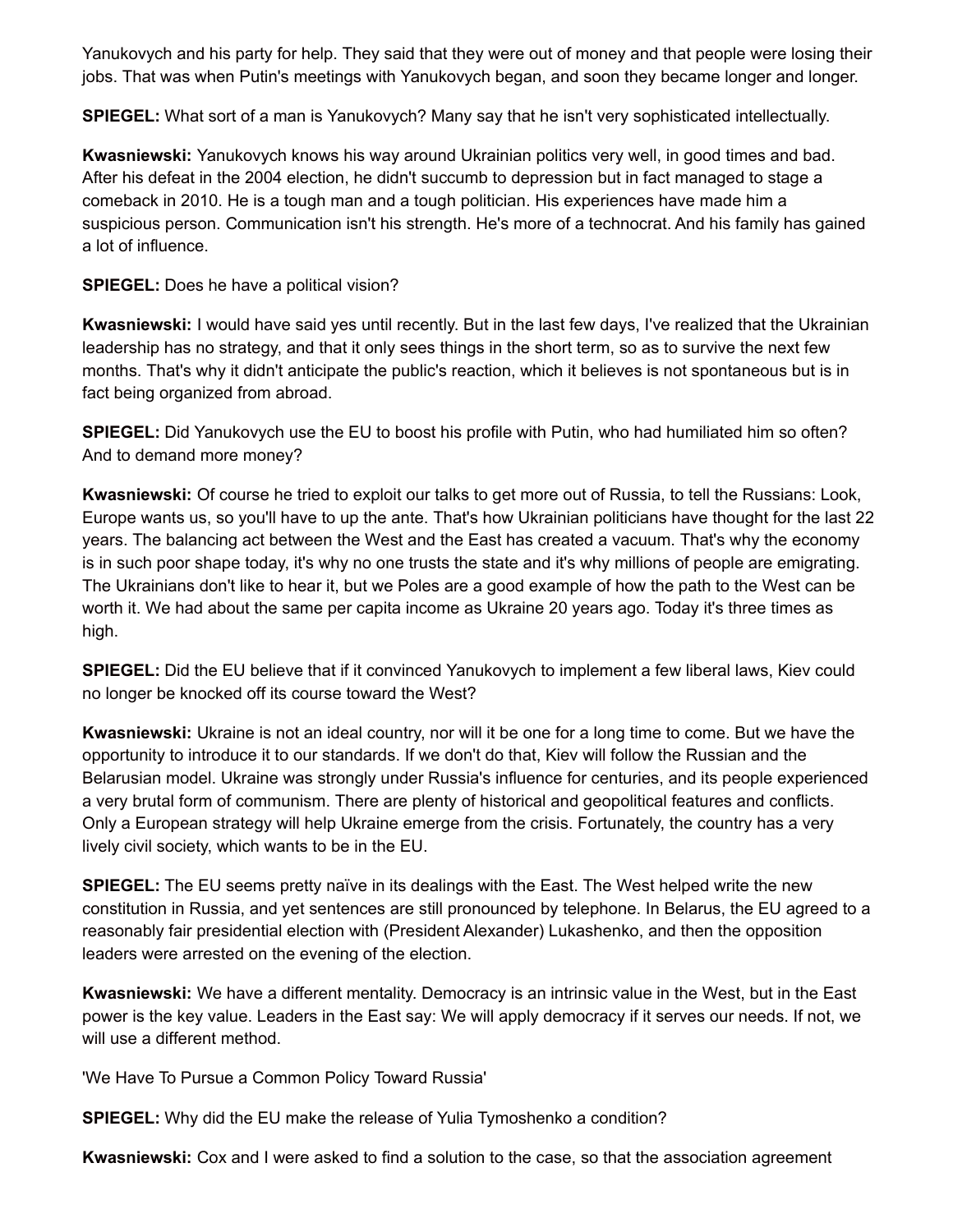Yanukovych and his party for help. They said that they were out of money and that people were losing their jobs. That was when Putin's meetings with Yanukovych began, and soon they became longer and longer.

**SPIEGEL:** What sort of a man is Yanukovych? Many say that he isn't very sophisticated intellectually.

**Kwasniewski:** Yanukovych knows his way around Ukrainian politics very well, in good times and bad. After his defeat in the 2004 election, he didn't succumb to depression but in fact managed to stage a comeback in 2010. He is a tough man and a tough politician. His experiences have made him a suspicious person. Communication isn't his strength. He's more of a technocrat. And his family has gained a lot of influence.

**SPIEGEL:** Does he have a political vision?

**Kwasniewski:** I would have said yes until recently. But in the last few days, I've realized that the Ukrainian leadership has no strategy, and that it only sees things in the short term, so as to survive the next few months. That's why it didn't anticipate the public's reaction, which it believes is not spontaneous but is in fact being organized from abroad.

**SPIEGEL:** Did Yanukovych use the EU to boost his profile with Putin, who had humiliated him so often? And to demand more money?

**Kwasniewski:** Of course he tried to exploit our talks to get more out of Russia, to tell the Russians: Look, Europe wants us, so you'll have to up the ante. That's how Ukrainian politicians have thought for the last 22 years. The balancing act between the West and the East has created a vacuum. That's why the economy is in such poor shape today, it's why no one trusts the state and it's why millions of people are emigrating. The Ukrainians don't like to hear it, but we Poles are a good example of how the path to the West can be worth it. We had about the same per capita income as Ukraine 20 years ago. Today it's three times as high.

**SPIEGEL:** Did the EU believe that if it convinced Yanukovych to implement a few liberal laws, Kiev could no longer be knocked off its course toward the West?

**Kwasniewski:** Ukraine is not an ideal country, nor will it be one for a long time to come. But we have the opportunity to introduce it to our standards. If we don't do that, Kiev will follow the Russian and the Belarusian model. Ukraine was strongly under Russia's influence for centuries, and its people experienced a very brutal form of communism. There are plenty of historical and geopolitical features and conflicts. Only a European strategy will help Ukraine emerge from the crisis. Fortunately, the country has a very lively civil society, which wants to be in the EU.

**SPIEGEL:** The EU seems pretty naïve in its dealings with the East. The West helped write the new constitution in Russia, and yet sentences are still pronounced by telephone. In Belarus, the EU agreed to a reasonably fair presidential election with (President Alexander) Lukashenko, and then the opposition leaders were arrested on the evening of the election.

**Kwasniewski:** We have a different mentality. Democracy is an intrinsic value in the West, but in the East power is the key value. Leaders in the East say: We will apply democracy if it serves our needs. If not, we will use a different method.

'We Have To Pursue a Common Policy Toward Russia'

**SPIEGEL:** Why did the EU make the release of Yulia Tymoshenko a condition?

**Kwasniewski:** Cox and I were asked to find a solution to the case, so that the association agreement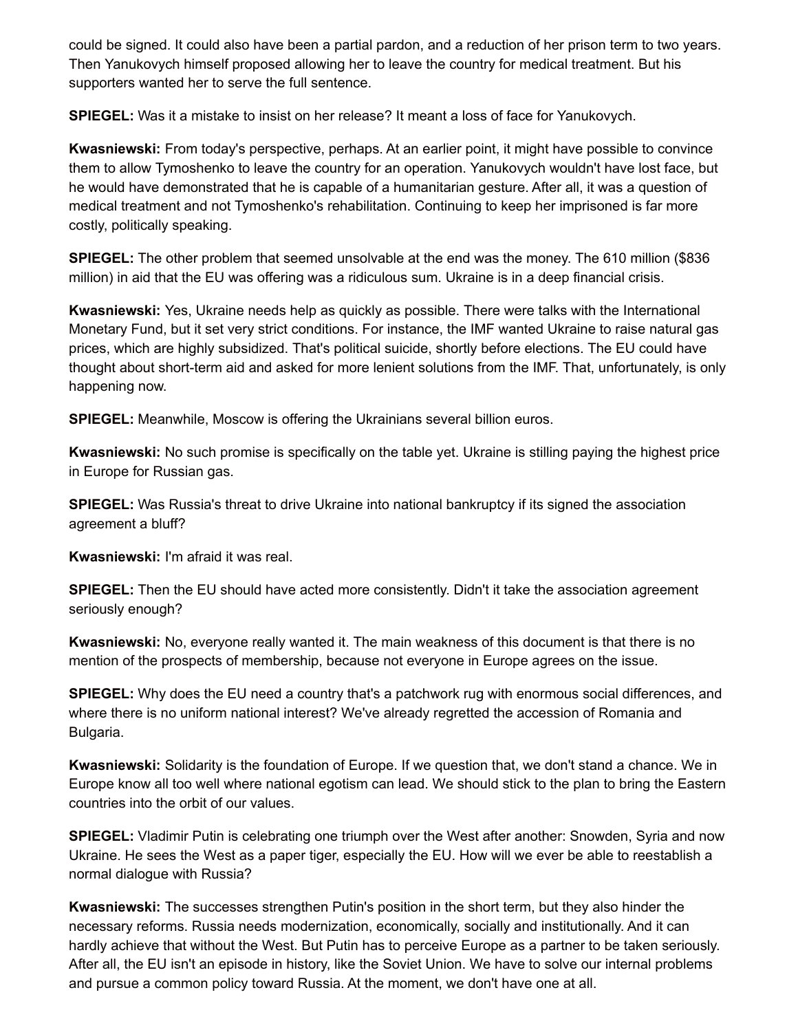could be signed. It could also have been a partial pardon, and a reduction of her prison term to two years. Then Yanukovych himself proposed allowing her to leave the country for medical treatment. But his supporters wanted her to serve the full sentence.

**SPIEGEL:** Was it a mistake to insist on her release? It meant a loss of face for Yanukovych.

**Kwasniewski:** From today's perspective, perhaps. At an earlier point, it might have possible to convince them to allow Tymoshenko to leave the country for an operation. Yanukovych wouldn't have lost face, but he would have demonstrated that he is capable of a humanitarian gesture. After all, it was a question of medical treatment and not Tymoshenko's rehabilitation. Continuing to keep her imprisoned is far more costly, politically speaking.

**SPIEGEL:** The other problem that seemed unsolvable at the end was the money. The 610 million ($836 million) in aid that the EU was offering was a ridiculous sum. Ukraine is in a deep financial crisis.

**Kwasniewski:** Yes, Ukraine needs help as quickly as possible. There were talks with the International Monetary Fund, but it set very strict conditions. For instance, the IMF wanted Ukraine to raise natural gas prices, which are highly subsidized. That's political suicide, shortly before elections. The EU could have thought about short-term aid and asked for more lenient solutions from the IMF. That, unfortunately, is only happening now.

**SPIEGEL:** Meanwhile, Moscow is offering the Ukrainians several billion euros.

**Kwasniewski:** No such promise is specifically on the table yet. Ukraine is stilling paying the highest price in Europe for Russian gas.

**SPIEGEL:** Was Russia's threat to drive Ukraine into national bankruptcy if its signed the association agreement a bluff?

**Kwasniewski:** I'm afraid it was real.

**SPIEGEL:** Then the EU should have acted more consistently. Didn't it take the association agreement seriously enough?

**Kwasniewski:** No, everyone really wanted it. The main weakness of this document is that there is no mention of the prospects of membership, because not everyone in Europe agrees on the issue.

**SPIEGEL:** Why does the EU need a country that's a patchwork rug with enormous social differences, and where there is no uniform national interest? We've already regretted the accession of Romania and Bulgaria.

**Kwasniewski:** Solidarity is the foundation of Europe. If we question that, we don't stand a chance. We in Europe know all too well where national egotism can lead. We should stick to the plan to bring the Eastern countries into the orbit of our values.

**SPIEGEL:** Vladimir Putin is celebrating one triumph over the West after another: Snowden, Syria and now Ukraine. He sees the West as a paper tiger, especially the EU. How will we ever be able to reestablish a normal dialogue with Russia?

**Kwasniewski:** The successes strengthen Putin's position in the short term, but they also hinder the necessary reforms. Russia needs modernization, economically, socially and institutionally. And it can hardly achieve that without the West. But Putin has to perceive Europe as a partner to be taken seriously. After all, the EU isn't an episode in history, like the Soviet Union. We have to solve our internal problems and pursue a common policy toward Russia. At the moment, we don't have one at all.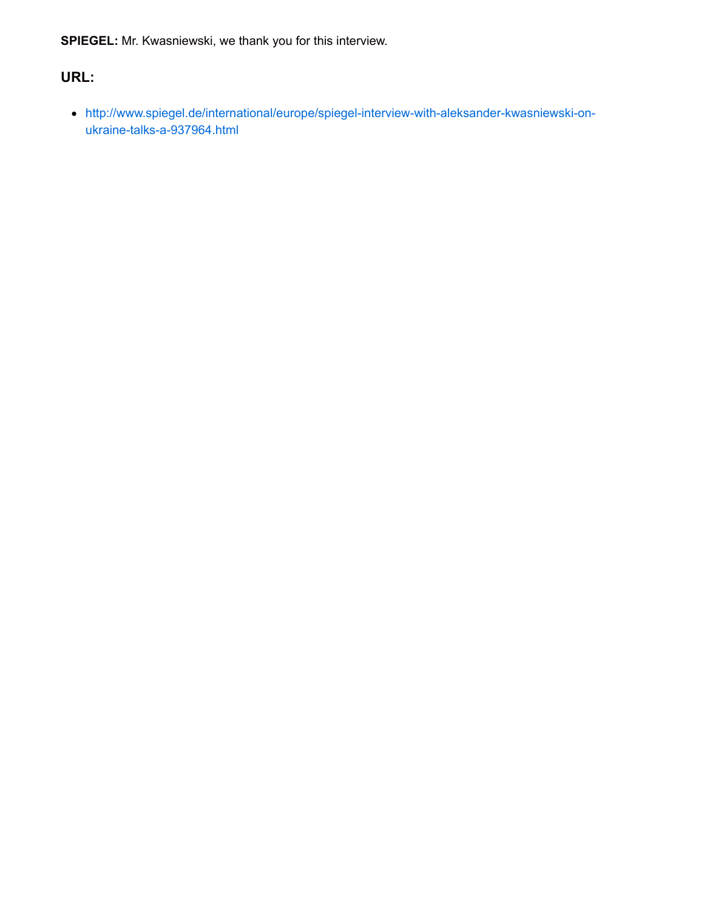**SPIEGEL:** Mr. Kwasniewski, we thank you for this interview.

## URL:

- http://www.spiegel.de/international/europe/spiegel-interview-with-aleksander-kwasniewski-on-ukraine-talks-a-937964.html